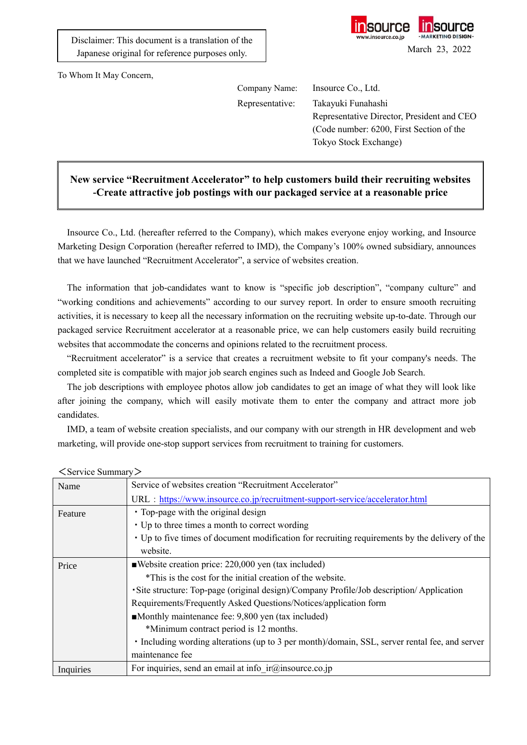Disclaimer: This document is a translation of the Japanese original for reference purposes only.

March 23, 2022

To Whom It May Concern,

Company Name: Insource Co., Ltd.

Representative: Takayuki Funahashi
Representative Director, President and CEO
(Code number: 6200, First Section of the Tokyo Stock Exchange)

## New service "Recruitment Accelerator" to help customers build their recruiting websites -Create attractive job postings with our packaged service at a reasonable price

Insource Co., Ltd. (hereafter referred to the Company), which makes everyone enjoy working, and Insource Marketing Design Corporation (hereafter referred to IMD), the Company's 100% owned subsidiary, announces that we have launched "Recruitment Accelerator", a service of websites creation.

The information that job-candidates want to know is "specific job description", "company culture" and "working conditions and achievements" according to our survey report. In order to ensure smooth recruiting activities, it is necessary to keep all the necessary information on the recruiting website up-to-date. Through our packaged service Recruitment accelerator at a reasonable price, we can help customers easily build recruiting websites that accommodate the concerns and opinions related to the recruitment process.

"Recruitment accelerator" is a service that creates a recruitment website to fit your company's needs. The completed site is compatible with major job search engines such as Indeed and Google Job Search.

The job descriptions with employee photos allow job candidates to get an image of what they will look like after joining the company, which will easily motivate them to enter the company and attract more job candidates.

IMD, a team of website creation specialists, and our company with our strength in HR development and web marketing, will provide one-stop support services from recruitment to training for customers.

＜Service Summary＞

| | |
|---|---|
| Name | Service of websites creation "Recruitment Accelerator"<br>URL：https://www.insource.co.jp/recruitment-support-service/accelerator.html |
| Feature | ・Top-page with the original design<br>・Up to three times a month to correct wording<br>・Up to five times of document modification for recruiting requirements by the delivery of the website. |
| Price | ■Website creation price: 220,000 yen (tax included)<br>\*This is the cost for the initial creation of the website.<br>・Site structure: Top-page (original design)/Company Profile/Job description/ Application Requirements/Frequently Asked Questions/Notices/application form<br>■Monthly maintenance fee: 9,800 yen (tax included)<br>\*Minimum contract period is 12 months.<br>・Including wording alterations (up to 3 per month)/domain, SSL, server rental fee, and server maintenance fee |
| Inquiries | For inquiries, send an email at info_ir@insource.co.jp |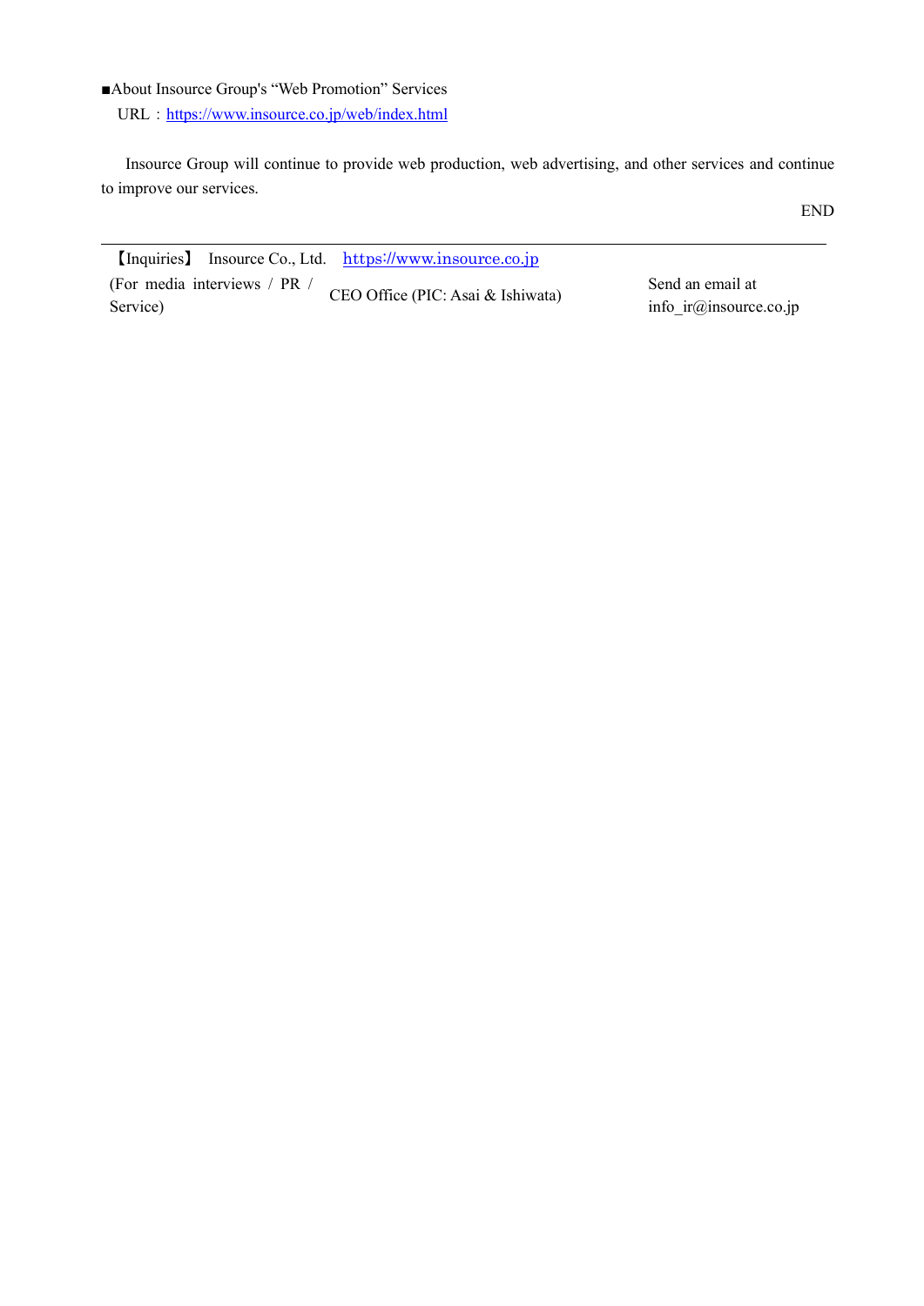■About Insource Group's “Web Promotion” Services

URL：https://www.insource.co.jp/web/index.html

Insource Group will continue to provide web production, web advertising, and other services and continue to improve our services.

END

---

| 【Inquiries】 | Insource Co., Ltd. https://www.insource.co.jp | |
|---|---|---|
| (For media interviews / PR / Service) | CEO Office (PIC: Asai & Ishiwata) | Send an email at info_ir@insource.co.jp |